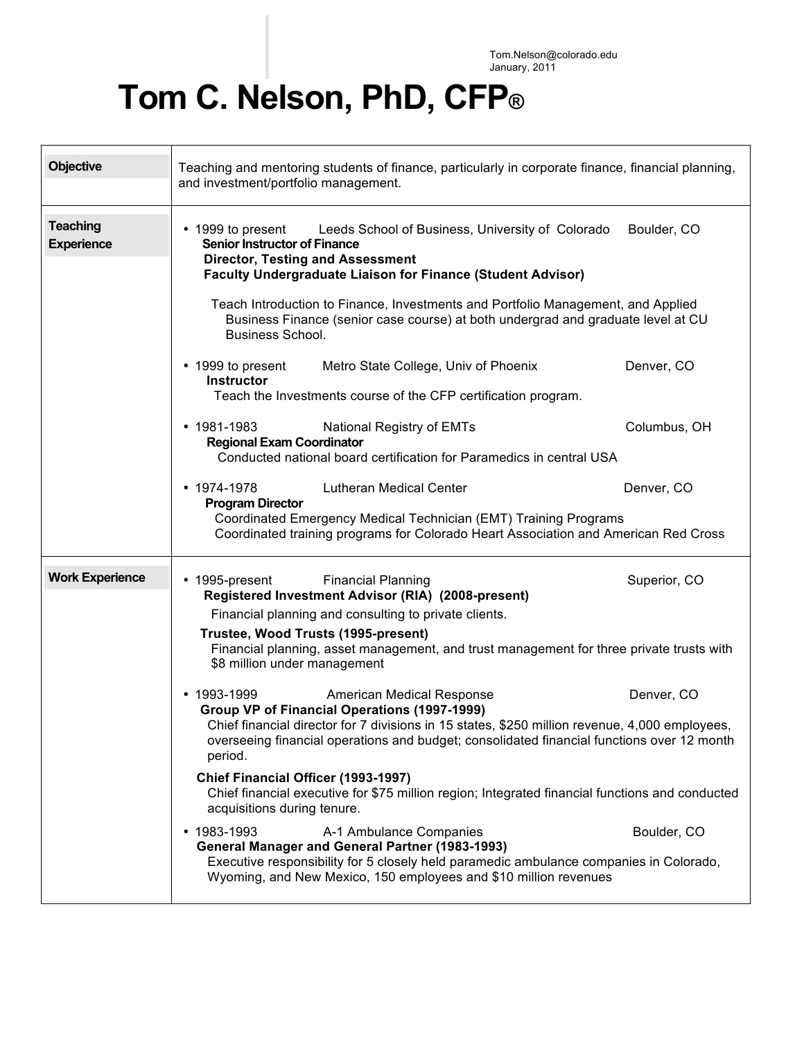Tom.Nelson@colorado.edu
January, 2011

# Tom C. Nelson, PhD, CFP®

## Objective

Teaching and mentoring students of finance, particularly in corporate finance, financial planning, and investment/portfolio management.

## Teaching Experience

- 1999 to present — Leeds School of Business, University of Colorado — Boulder, CO
  **Senior Instructor of Finance**
  **Director, Testing and Assessment**
  **Faculty Undergraduate Liaison for Finance (Student Advisor)**

  Teach Introduction to Finance, Investments and Portfolio Management, and Applied Business Finance (senior case course) at both undergrad and graduate level at CU Business School.

- 1999 to present — Metro State College, Univ of Phoenix — Denver, CO
  **Instructor**
  Teach the Investments course of the CFP certification program.

- 1981-1983 — National Registry of EMTs — Columbus, OH
  **Regional Exam Coordinator**
  Conducted national board certification for Paramedics in central USA

- 1974-1978 — Lutheran Medical Center — Denver, CO
  **Program Director**
  Coordinated Emergency Medical Technician (EMT) Training Programs
  Coordinated training programs for Colorado Heart Association and American Red Cross

## Work Experience

- 1995-present — Financial Planning — Superior, CO
  **Registered Investment Advisor (RIA) (2008-present)**
  Financial planning and consulting to private clients.

  **Trustee, Wood Trusts (1995-present)**
  Financial planning, asset management, and trust management for three private trusts with $8 million under management

- 1993-1999 — American Medical Response — Denver, CO
  **Group VP of Financial Operations (1997-1999)**
  Chief financial director for 7 divisions in 15 states, $250 million revenue, 4,000 employees, overseeing financial operations and budget; consolidated financial functions over 12 month period.

  **Chief Financial Officer (1993-1997)**
  Chief financial executive for $75 million region; Integrated financial functions and conducted acquisitions during tenure.

- 1983-1993 — A-1 Ambulance Companies — Boulder, CO
  **General Manager and General Partner (1983-1993)**
  Executive responsibility for 5 closely held paramedic ambulance companies in Colorado, Wyoming, and New Mexico, 150 employees and $10 million revenues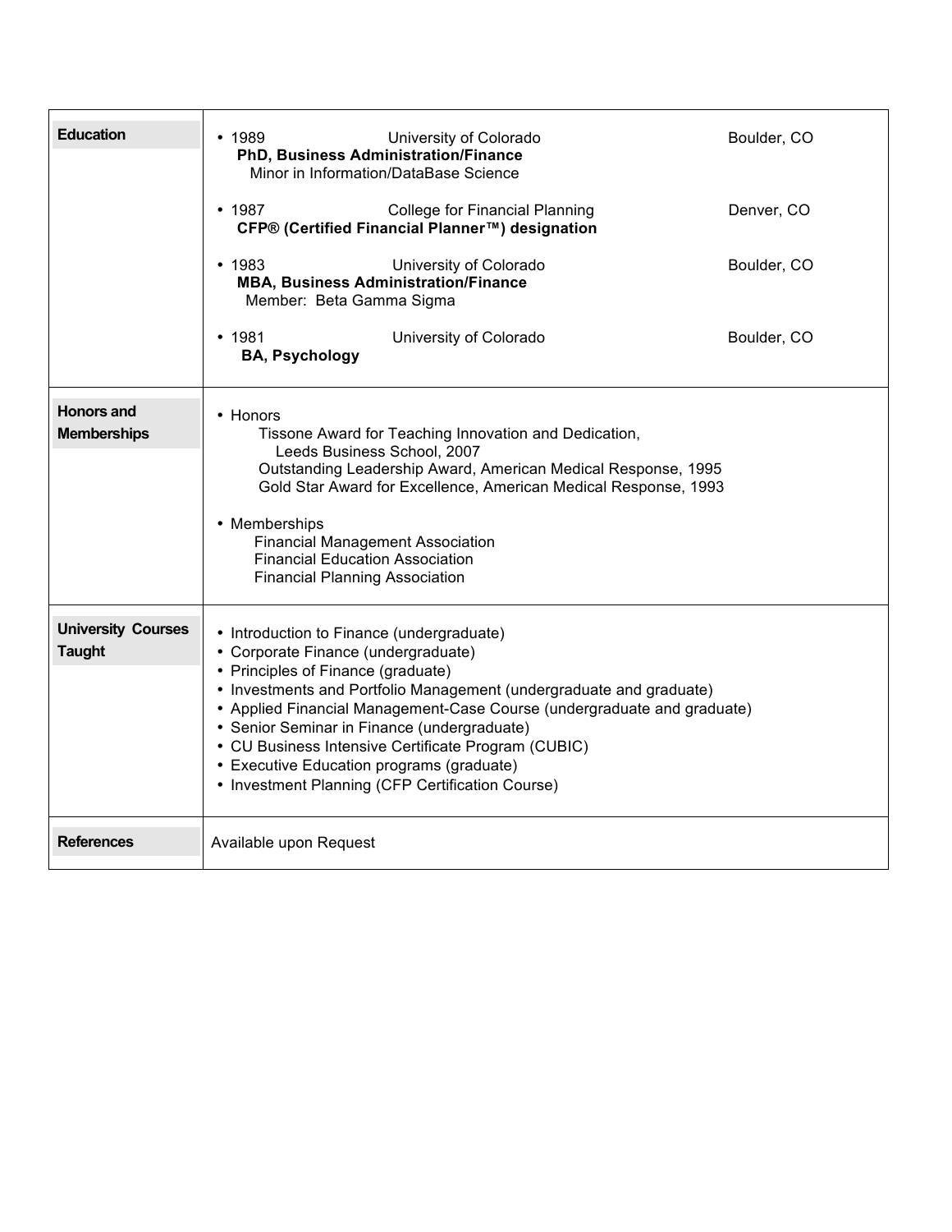## Education

- 1989 University of Colorado Boulder, CO
  **PhD, Business Administration/Finance**
  Minor in Information/DataBase Science

- 1987 College for Financial Planning Denver, CO
  **CFP® (Certified Financial Planner™) designation**

- 1983 University of Colorado Boulder, CO
  **MBA, Business Administration/Finance**
  Member: Beta Gamma Sigma

- 1981 University of Colorado Boulder, CO
  **BA, Psychology**

## Honors and Memberships

- Honors
  - Tissone Award for Teaching Innovation and Dedication, Leeds Business School, 2007
  - Outstanding Leadership Award, American Medical Response, 1995
  - Gold Star Award for Excellence, American Medical Response, 1993

- Memberships
  - Financial Management Association
  - Financial Education Association
  - Financial Planning Association

## University Courses Taught

- Introduction to Finance (undergraduate)
- Corporate Finance (undergraduate)
- Principles of Finance (graduate)
- Investments and Portfolio Management (undergraduate and graduate)
- Applied Financial Management-Case Course (undergraduate and graduate)
- Senior Seminar in Finance (undergraduate)
- CU Business Intensive Certificate Program (CUBIC)
- Executive Education programs (graduate)
- Investment Planning (CFP Certification Course)

## References

Available upon Request